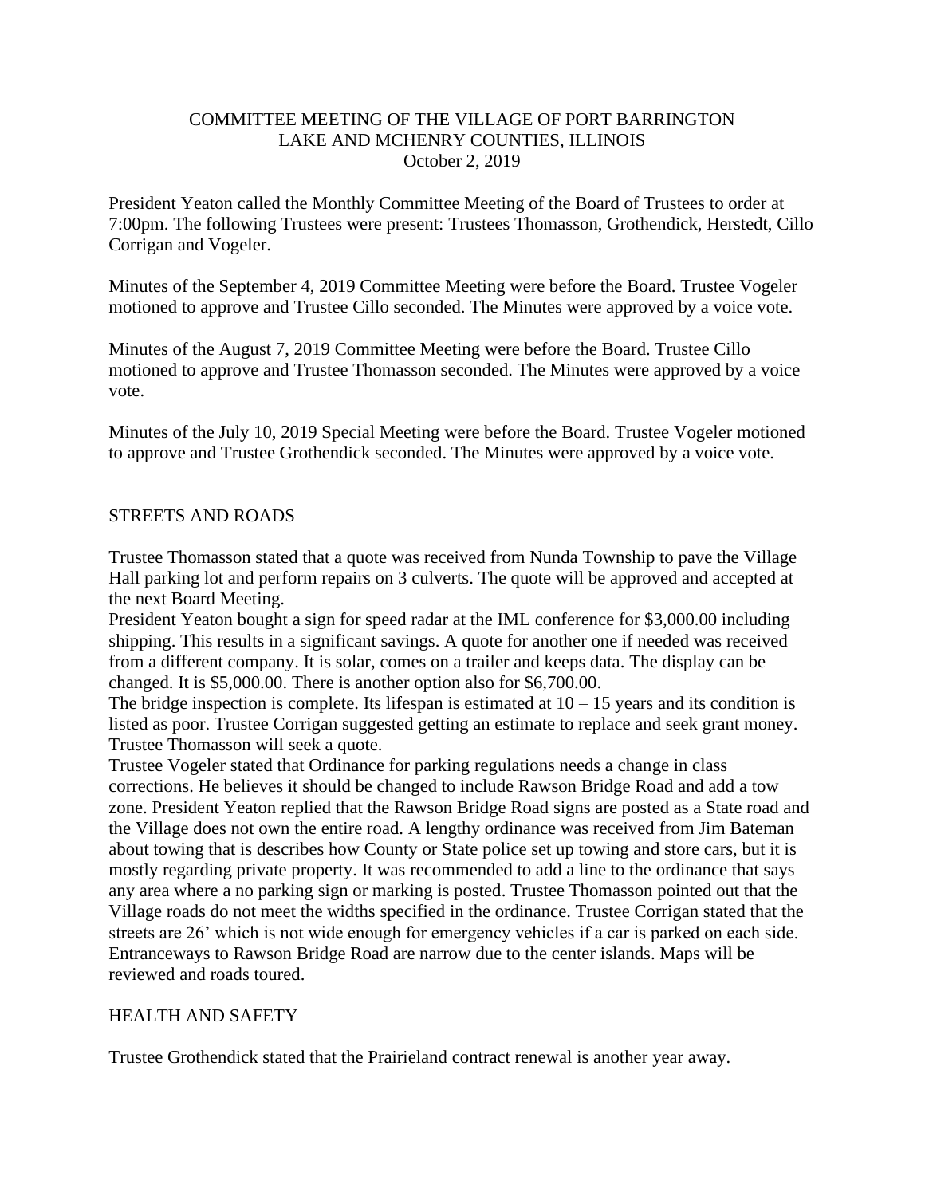COMMITTEE MEETING OF THE VILLAGE OF PORT BARRINGTON
LAKE AND MCHENRY COUNTIES, ILLINOIS
October 2, 2019

President Yeaton called the Monthly Committee Meeting of the Board of Trustees to order at 7:00pm. The following Trustees were present: Trustees Thomasson, Grothendick, Herstedt, Cillo Corrigan and Vogeler.

Minutes of the September 4, 2019 Committee Meeting were before the Board. Trustee Vogeler motioned to approve and Trustee Cillo seconded. The Minutes were approved by a voice vote.

Minutes of the August 7, 2019 Committee Meeting were before the Board. Trustee Cillo motioned to approve and Trustee Thomasson seconded. The Minutes were approved by a voice vote.

Minutes of the July 10, 2019 Special Meeting were before the Board. Trustee Vogeler motioned to approve and Trustee Grothendick seconded. The Minutes were approved by a voice vote.

## STREETS AND ROADS

Trustee Thomasson stated that a quote was received from Nunda Township to pave the Village Hall parking lot and perform repairs on 3 culverts. The quote will be approved and accepted at the next Board Meeting.

President Yeaton bought a sign for speed radar at the IML conference for $3,000.00 including shipping. This results in a significant savings. A quote for another one if needed was received from a different company. It is solar, comes on a trailer and keeps data. The display can be changed. It is $5,000.00. There is another option also for $6,700.00.

The bridge inspection is complete. Its lifespan is estimated at 10 – 15 years and its condition is listed as poor. Trustee Corrigan suggested getting an estimate to replace and seek grant money. Trustee Thomasson will seek a quote.

Trustee Vogeler stated that Ordinance for parking regulations needs a change in class corrections. He believes it should be changed to include Rawson Bridge Road and add a tow zone. President Yeaton replied that the Rawson Bridge Road signs are posted as a State road and the Village does not own the entire road. A lengthy ordinance was received from Jim Bateman about towing that is describes how County or State police set up towing and store cars, but it is mostly regarding private property. It was recommended to add a line to the ordinance that says any area where a no parking sign or marking is posted. Trustee Thomasson pointed out that the Village roads do not meet the widths specified in the ordinance. Trustee Corrigan stated that the streets are 26' which is not wide enough for emergency vehicles if a car is parked on each side. Entranceways to Rawson Bridge Road are narrow due to the center islands. Maps will be reviewed and roads toured.

## HEALTH AND SAFETY

Trustee Grothendick stated that the Prairieland contract renewal is another year away.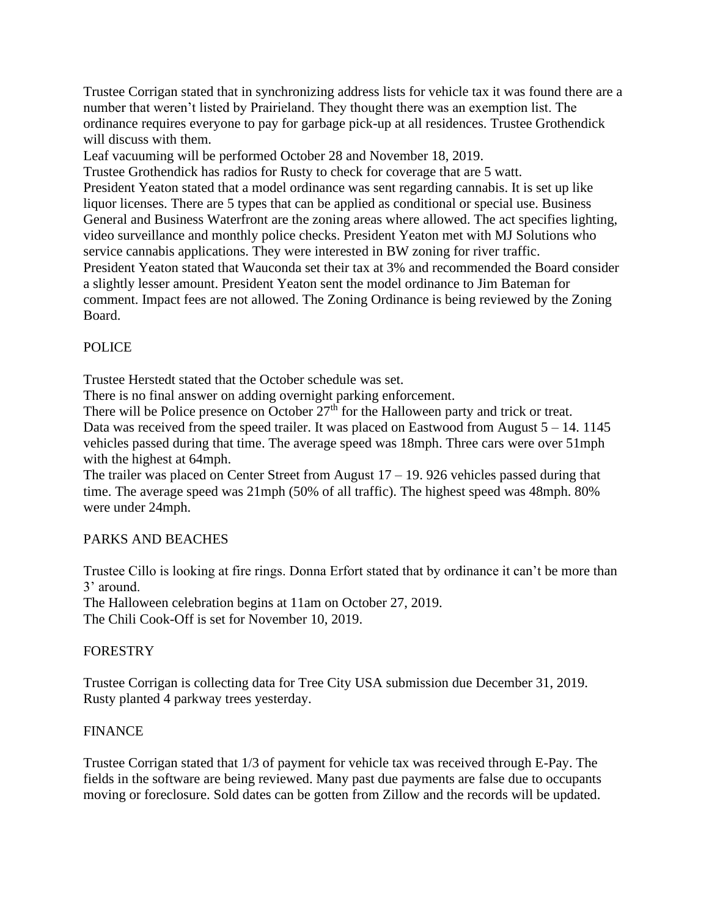Trustee Corrigan stated that in synchronizing address lists for vehicle tax it was found there are a number that weren't listed by Prairieland. They thought there was an exemption list. The ordinance requires everyone to pay for garbage pick-up at all residences. Trustee Grothendick will discuss with them.

Leaf vacuuming will be performed October 28 and November 18, 2019.

Trustee Grothendick has radios for Rusty to check for coverage that are 5 watt.

President Yeaton stated that a model ordinance was sent regarding cannabis. It is set up like liquor licenses. There are 5 types that can be applied as conditional or special use. Business General and Business Waterfront are the zoning areas where allowed. The act specifies lighting, video surveillance and monthly police checks. President Yeaton met with MJ Solutions who service cannabis applications. They were interested in BW zoning for river traffic.

President Yeaton stated that Wauconda set their tax at 3% and recommended the Board consider a slightly lesser amount. President Yeaton sent the model ordinance to Jim Bateman for comment. Impact fees are not allowed. The Zoning Ordinance is being reviewed by the Zoning Board.

## POLICE

Trustee Herstedt stated that the October schedule was set.

There is no final answer on adding overnight parking enforcement.

There will be Police presence on October 27th for the Halloween party and trick or treat.

Data was received from the speed trailer. It was placed on Eastwood from August 5 – 14. 1145 vehicles passed during that time. The average speed was 18mph. Three cars were over 51mph with the highest at 64mph.

The trailer was placed on Center Street from August 17 – 19. 926 vehicles passed during that time. The average speed was 21mph (50% of all traffic). The highest speed was 48mph. 80% were under 24mph.

## PARKS AND BEACHES

Trustee Cillo is looking at fire rings. Donna Erfort stated that by ordinance it can't be more than 3' around.

The Halloween celebration begins at 11am on October 27, 2019.

The Chili Cook-Off is set for November 10, 2019.

## FORESTRY

Trustee Corrigan is collecting data for Tree City USA submission due December 31, 2019.

Rusty planted 4 parkway trees yesterday.

## FINANCE

Trustee Corrigan stated that 1/3 of payment for vehicle tax was received through E-Pay. The fields in the software are being reviewed. Many past due payments are false due to occupants moving or foreclosure. Sold dates can be gotten from Zillow and the records will be updated.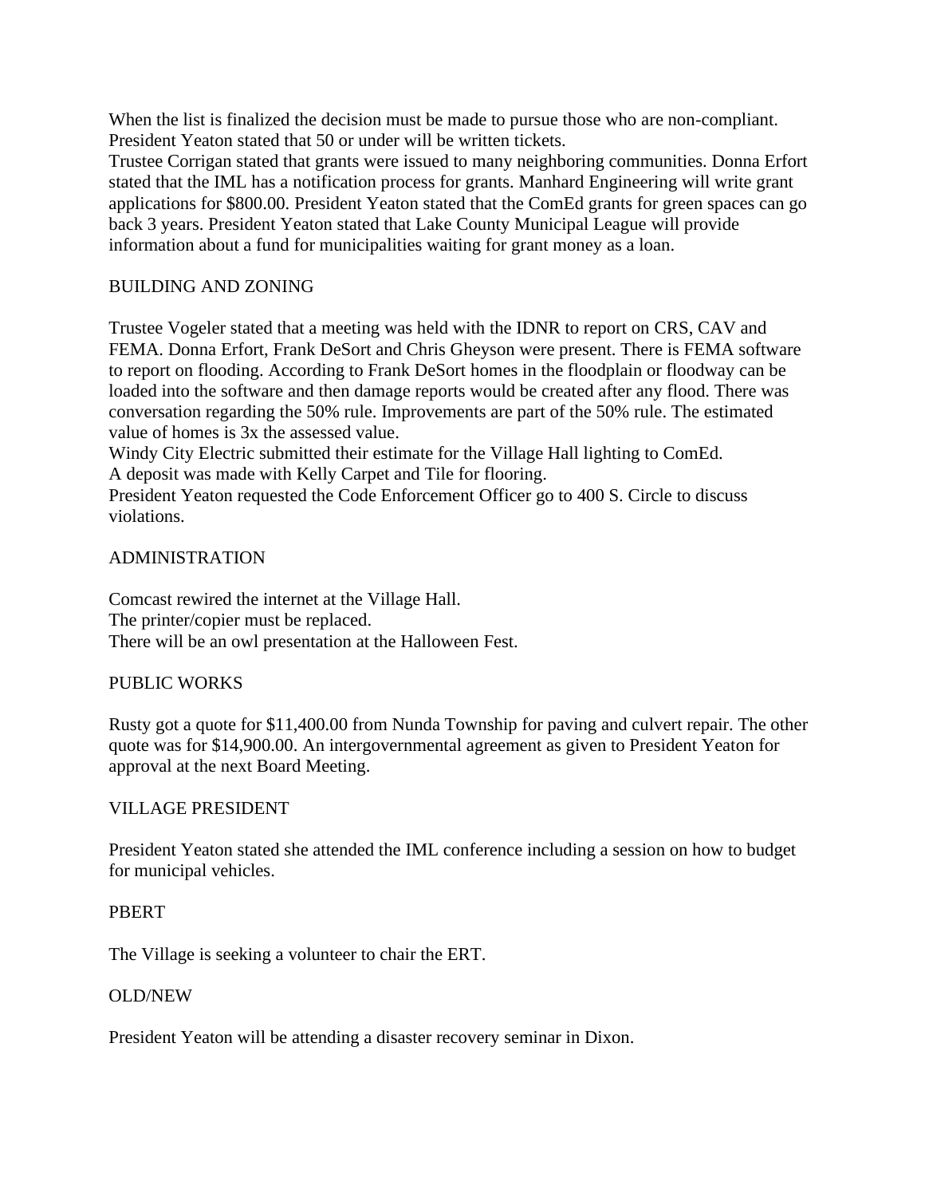When the list is finalized the decision must be made to pursue those who are non-compliant. President Yeaton stated that 50 or under will be written tickets.
Trustee Corrigan stated that grants were issued to many neighboring communities. Donna Erfort stated that the IML has a notification process for grants. Manhard Engineering will write grant applications for $800.00. President Yeaton stated that the ComEd grants for green spaces can go back 3 years. President Yeaton stated that Lake County Municipal League will provide information about a fund for municipalities waiting for grant money as a loan.

## BUILDING AND ZONING

Trustee Vogeler stated that a meeting was held with the IDNR to report on CRS, CAV and FEMA. Donna Erfort, Frank DeSort and Chris Gheyson were present. There is FEMA software to report on flooding. According to Frank DeSort homes in the floodplain or floodway can be loaded into the software and then damage reports would be created after any flood. There was conversation regarding the 50% rule. Improvements are part of the 50% rule. The estimated value of homes is 3x the assessed value.
Windy City Electric submitted their estimate for the Village Hall lighting to ComEd.
A deposit was made with Kelly Carpet and Tile for flooring.
President Yeaton requested the Code Enforcement Officer go to 400 S. Circle to discuss violations.

## ADMINISTRATION

Comcast rewired the internet at the Village Hall.
The printer/copier must be replaced.
There will be an owl presentation at the Halloween Fest.

## PUBLIC WORKS

Rusty got a quote for $11,400.00 from Nunda Township for paving and culvert repair. The other quote was for $14,900.00. An intergovernmental agreement as given to President Yeaton for approval at the next Board Meeting.

## VILLAGE PRESIDENT

President Yeaton stated she attended the IML conference including a session on how to budget for municipal vehicles.

## PBERT

The Village is seeking a volunteer to chair the ERT.

## OLD/NEW

President Yeaton will be attending a disaster recovery seminar in Dixon.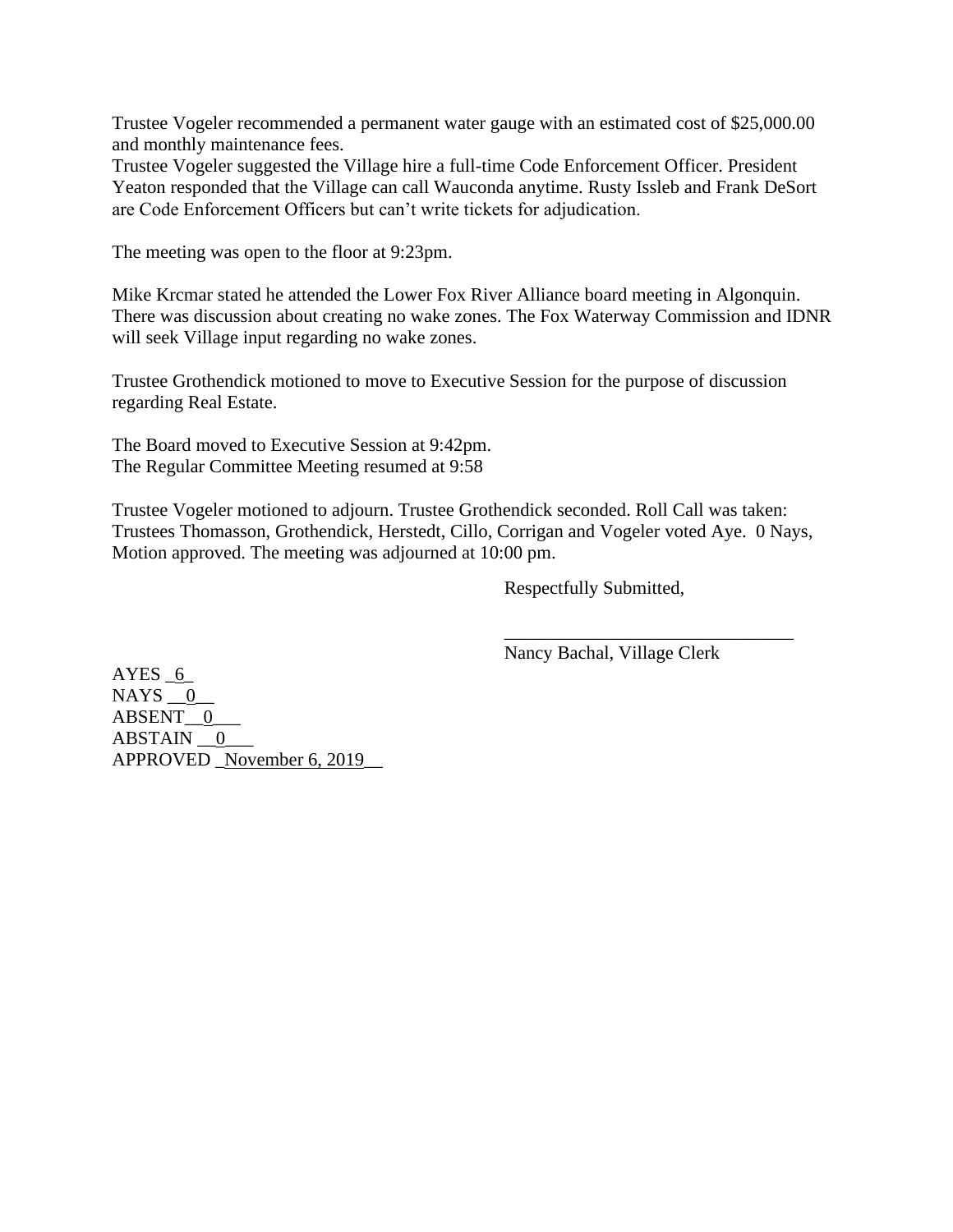Trustee Vogeler recommended a permanent water gauge with an estimated cost of $25,000.00 and monthly maintenance fees.

Trustee Vogeler suggested the Village hire a full-time Code Enforcement Officer. President Yeaton responded that the Village can call Wauconda anytime. Rusty Issleb and Frank DeSort are Code Enforcement Officers but can't write tickets for adjudication.

The meeting was open to the floor at 9:23pm.

Mike Krcmar stated he attended the Lower Fox River Alliance board meeting in Algonquin. There was discussion about creating no wake zones. The Fox Waterway Commission and IDNR will seek Village input regarding no wake zones.

Trustee Grothendick motioned to move to Executive Session for the purpose of discussion regarding Real Estate.

The Board moved to Executive Session at 9:42pm.
The Regular Committee Meeting resumed at 9:58

Trustee Vogeler motioned to adjourn. Trustee Grothendick seconded. Roll Call was taken: Trustees Thomasson, Grothendick, Herstedt, Cillo, Corrigan and Vogeler voted Aye. 0 Nays, Motion approved. The meeting was adjourned at 10:00 pm.

Respectfully Submitted,

_______________________________
Nancy Bachal, Village Clerk

AYES _6_
NAYS __0__
ABSENT__0___
ABSTAIN __0___
APPROVED _November 6, 2019__